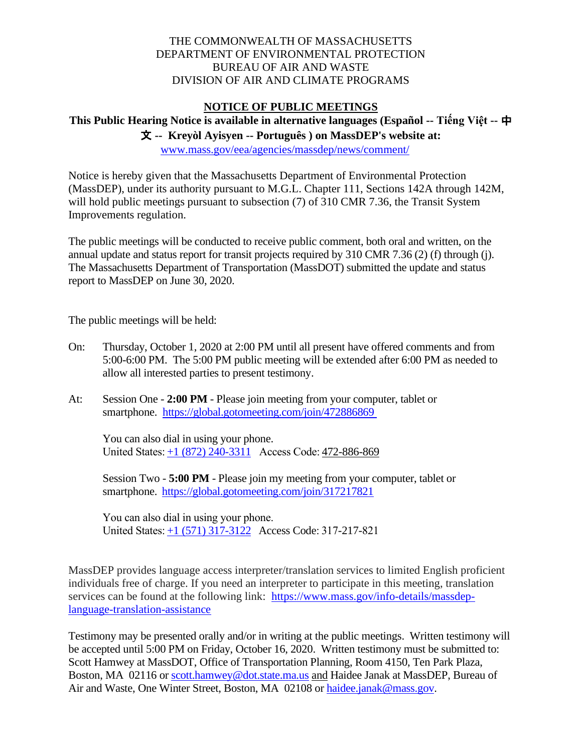THE COMMONWEALTH OF MASSACHUSETTS
DEPARTMENT OF ENVIRONMENTAL PROTECTION
BUREAU OF AIR AND WASTE
DIVISION OF AIR AND CLIMATE PROGRAMS

# NOTICE OF PUBLIC MEETINGS

**This Public Hearing Notice is available in alternative languages (Español -- Tiếng Việt -- 中文 -- Kreyòl Ayisyen -- Português ) on MassDEP's website at:**
www.mass.gov/eea/agencies/massdep/news/comment/

Notice is hereby given that the Massachusetts Department of Environmental Protection (MassDEP), under its authority pursuant to M.G.L. Chapter 111, Sections 142A through 142M, will hold public meetings pursuant to subsection (7) of 310 CMR 7.36, the Transit System Improvements regulation.

The public meetings will be conducted to receive public comment, both oral and written, on the annual update and status report for transit projects required by 310 CMR 7.36 (2) (f) through (j). The Massachusetts Department of Transportation (MassDOT) submitted the update and status report to MassDEP on June 30, 2020.

The public meetings will be held:

On: Thursday, October 1, 2020 at 2:00 PM until all present have offered comments and from 5:00-6:00 PM. The 5:00 PM public meeting will be extended after 6:00 PM as needed to allow all interested parties to present testimony.

At: Session One - **2:00 PM** - Please join meeting from your computer, tablet or smartphone. https://global.gotomeeting.com/join/472886869

You can also dial in using your phone.
United States: +1 (872) 240-3311 Access Code: 472-886-869

Session Two - **5:00 PM** - Please join my meeting from your computer, tablet or smartphone. https://global.gotomeeting.com/join/317217821

You can also dial in using your phone.
United States: +1 (571) 317-3122 Access Code: 317-217-821

MassDEP provides language access interpreter/translation services to limited English proficient individuals free of charge. If you need an interpreter to participate in this meeting, translation services can be found at the following link: https://www.mass.gov/info-details/massdep-language-translation-assistance

Testimony may be presented orally and/or in writing at the public meetings. Written testimony will be accepted until 5:00 PM on Friday, October 16, 2020. Written testimony must be submitted to: Scott Hamwey at MassDOT, Office of Transportation Planning, Room 4150, Ten Park Plaza, Boston, MA 02116 or scott.hamwey@dot.state.ma.us and Haidee Janak at MassDEP, Bureau of Air and Waste, One Winter Street, Boston, MA 02108 or haidee.janak@mass.gov.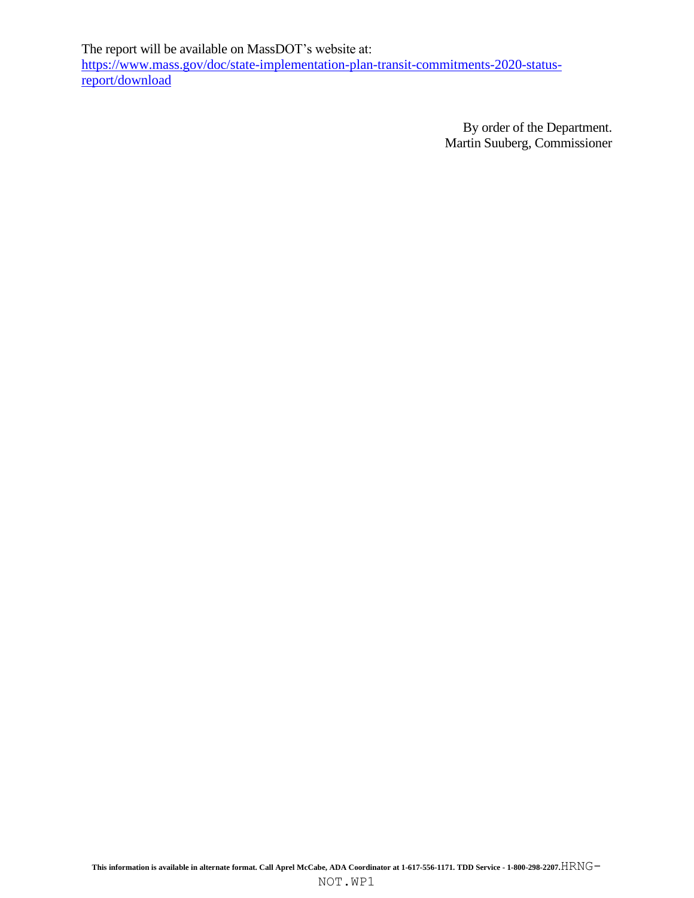The report will be available on MassDOT's website at:
[https://www.mass.gov/doc/state-implementation-plan-transit-commitments-2020-status-report/download](https://www.mass.gov/doc/state-implementation-plan-transit-commitments-2020-status-report/download)

By order of the Department.
Martin Suuberg, Commissioner

**This information is available in alternate format. Call Aprel McCabe, ADA Coordinator at 1-617-556-1171. TDD Service - 1-800-298-2207.** HRNG-NOT.WP1